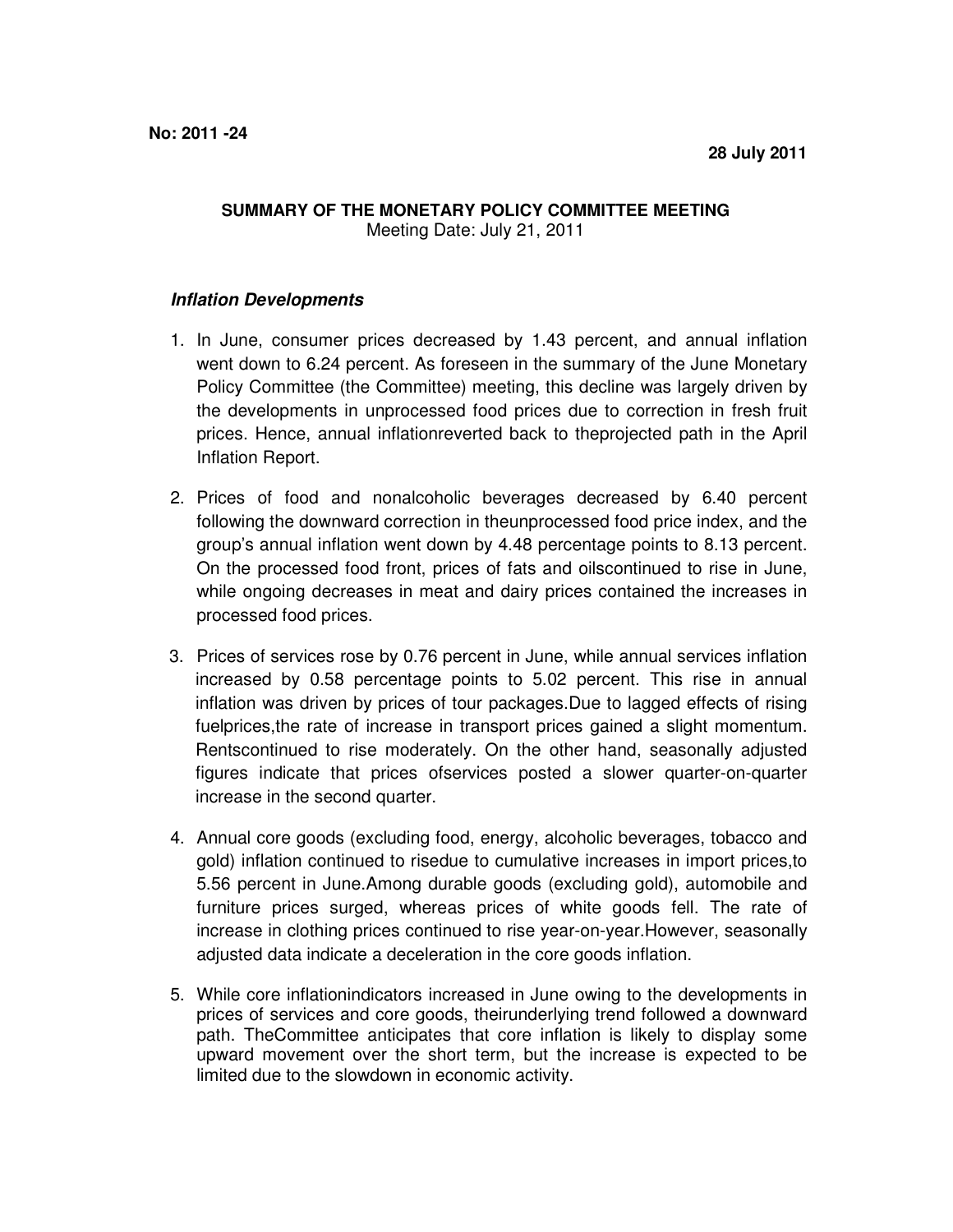**No: 2011 -24**

**28 July 2011**

**SUMMARY OF THE MONETARY POLICY COMMITTEE MEETING**

Meeting Date: July 21, 2011

***Inflation Developments***

1. In June, consumer prices decreased by 1.43 percent, and annual inflation went down to 6.24 percent. As foreseen in the summary of the June Monetary Policy Committee (the Committee) meeting, this decline was largely driven by the developments in unprocessed food prices due to correction in fresh fruit prices. Hence, annual inflationreverted back to theprojected path in the April Inflation Report.

2. Prices of food and nonalcoholic beverages decreased by 6.40 percent following the downward correction in theunprocessed food price index, and the group's annual inflation went down by 4.48 percentage points to 8.13 percent. On the processed food front, prices of fats and oilscontinued to rise in June, while ongoing decreases in meat and dairy prices contained the increases in processed food prices.

3. Prices of services rose by 0.76 percent in June, while annual services inflation increased by 0.58 percentage points to 5.02 percent. This rise in annual inflation was driven by prices of tour packages.Due to lagged effects of rising fuelprices,the rate of increase in transport prices gained a slight momentum. Rentscontinued to rise moderately. On the other hand, seasonally adjusted figures indicate that prices ofservices posted a slower quarter-on-quarter increase in the second quarter.

4. Annual core goods (excluding food, energy, alcoholic beverages, tobacco and gold) inflation continued to risedue to cumulative increases in import prices,to 5.56 percent in June.Among durable goods (excluding gold), automobile and furniture prices surged, whereas prices of white goods fell. The rate of increase in clothing prices continued to rise year-on-year.However, seasonally adjusted data indicate a deceleration in the core goods inflation.

5. While core inflationindicators increased in June owing to the developments in prices of services and core goods, theirunderlying trend followed a downward path. TheCommittee anticipates that core inflation is likely to display some upward movement over the short term, but the increase is expected to be limited due to the slowdown in economic activity.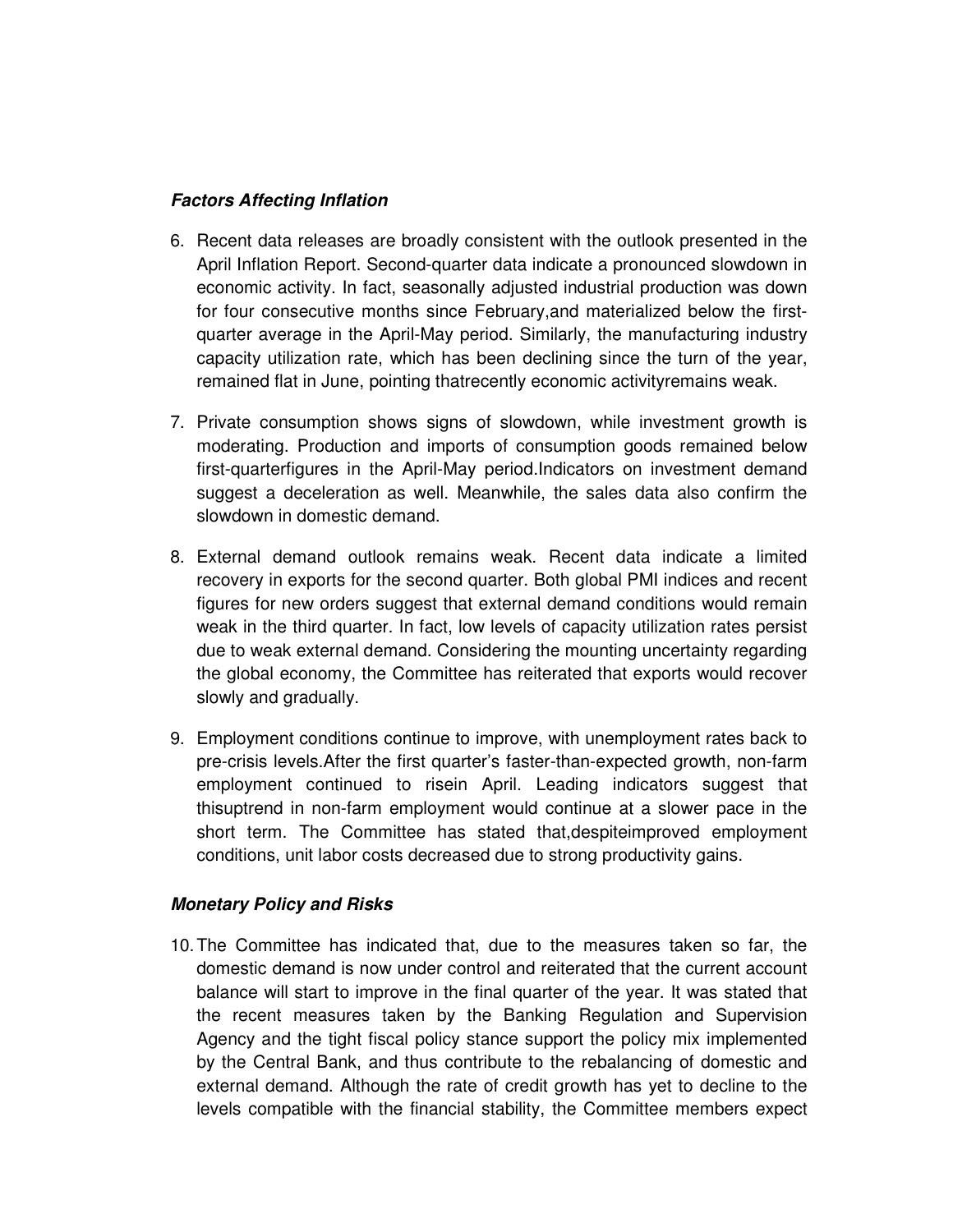### *Factors Affecting Inflation*

6. Recent data releases are broadly consistent with the outlook presented in the April Inflation Report. Second-quarter data indicate a pronounced slowdown in economic activity. In fact, seasonally adjusted industrial production was down for four consecutive months since February,and materialized below the first-quarter average in the April-May period. Similarly, the manufacturing industry capacity utilization rate, which has been declining since the turn of the year, remained flat in June, pointing thatrecently economic activityremains weak.

7. Private consumption shows signs of slowdown, while investment growth is moderating. Production and imports of consumption goods remained below first-quarterfigures in the April-May period.Indicators on investment demand suggest a deceleration as well. Meanwhile, the sales data also confirm the slowdown in domestic demand.

8. External demand outlook remains weak. Recent data indicate a limited recovery in exports for the second quarter. Both global PMI indices and recent figures for new orders suggest that external demand conditions would remain weak in the third quarter. In fact, low levels of capacity utilization rates persist due to weak external demand. Considering the mounting uncertainty regarding the global economy, the Committee has reiterated that exports would recover slowly and gradually.

9. Employment conditions continue to improve, with unemployment rates back to pre-crisis levels.After the first quarter's faster-than-expected growth, non-farm employment continued to risein April. Leading indicators suggest that thisuptrend in non-farm employment would continue at a slower pace in the short term. The Committee has stated that,despiteimproved employment conditions, unit labor costs decreased due to strong productivity gains.

### *Monetary Policy and Risks*

10. The Committee has indicated that, due to the measures taken so far, the domestic demand is now under control and reiterated that the current account balance will start to improve in the final quarter of the year. It was stated that the recent measures taken by the Banking Regulation and Supervision Agency and the tight fiscal policy stance support the policy mix implemented by the Central Bank, and thus contribute to the rebalancing of domestic and external demand. Although the rate of credit growth has yet to decline to the levels compatible with the financial stability, the Committee members expect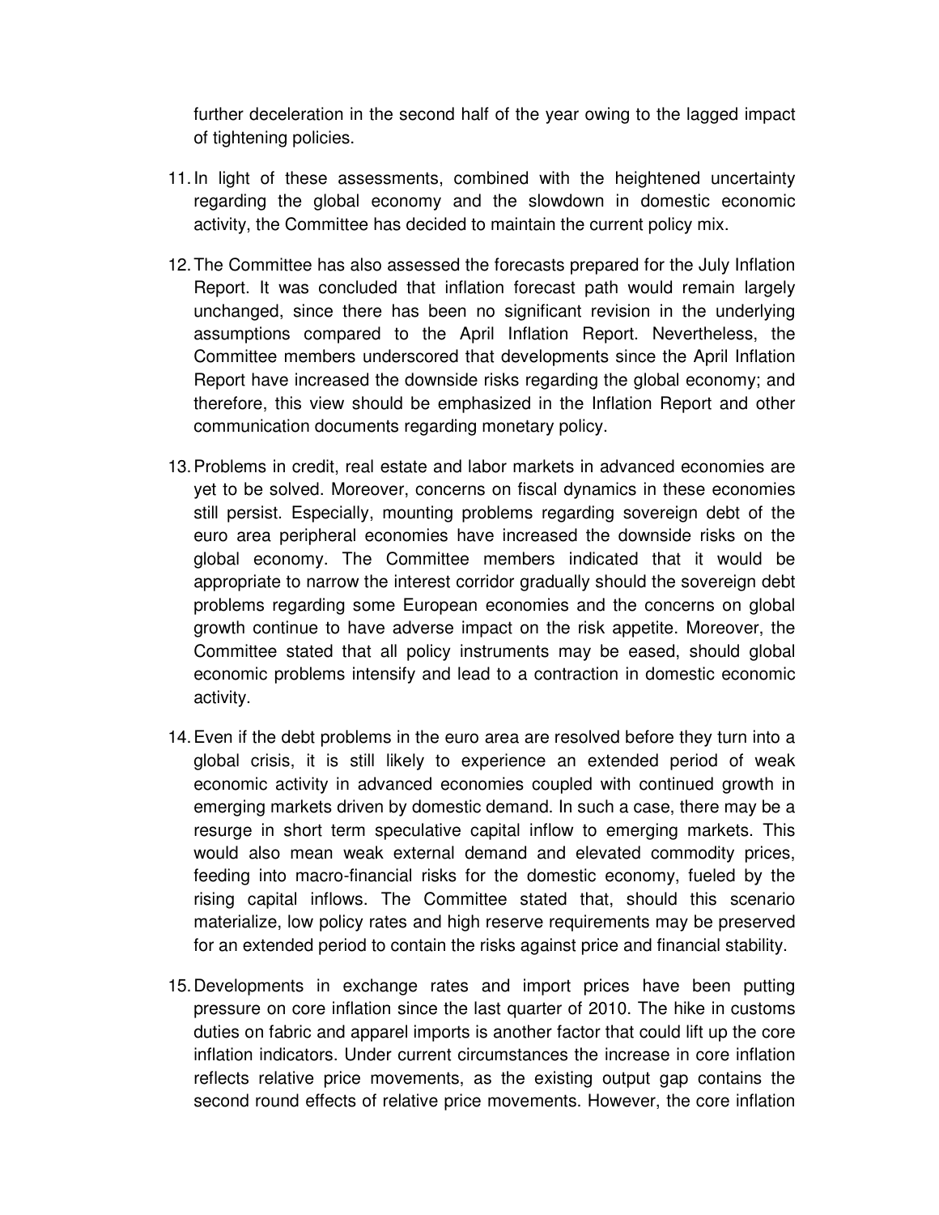further deceleration in the second half of the year owing to the lagged impact of tightening policies.

11. In light of these assessments, combined with the heightened uncertainty regarding the global economy and the slowdown in domestic economic activity, the Committee has decided to maintain the current policy mix.

12. The Committee has also assessed the forecasts prepared for the July Inflation Report. It was concluded that inflation forecast path would remain largely unchanged, since there has been no significant revision in the underlying assumptions compared to the April Inflation Report. Nevertheless, the Committee members underscored that developments since the April Inflation Report have increased the downside risks regarding the global economy; and therefore, this view should be emphasized in the Inflation Report and other communication documents regarding monetary policy.

13. Problems in credit, real estate and labor markets in advanced economies are yet to be solved. Moreover, concerns on fiscal dynamics in these economies still persist. Especially, mounting problems regarding sovereign debt of the euro area peripheral economies have increased the downside risks on the global economy. The Committee members indicated that it would be appropriate to narrow the interest corridor gradually should the sovereign debt problems regarding some European economies and the concerns on global growth continue to have adverse impact on the risk appetite. Moreover, the Committee stated that all policy instruments may be eased, should global economic problems intensify and lead to a contraction in domestic economic activity.

14. Even if the debt problems in the euro area are resolved before they turn into a global crisis, it is still likely to experience an extended period of weak economic activity in advanced economies coupled with continued growth in emerging markets driven by domestic demand. In such a case, there may be a resurge in short term speculative capital inflow to emerging markets. This would also mean weak external demand and elevated commodity prices, feeding into macro-financial risks for the domestic economy, fueled by the rising capital inflows. The Committee stated that, should this scenario materialize, low policy rates and high reserve requirements may be preserved for an extended period to contain the risks against price and financial stability.

15. Developments in exchange rates and import prices have been putting pressure on core inflation since the last quarter of 2010. The hike in customs duties on fabric and apparel imports is another factor that could lift up the core inflation indicators. Under current circumstances the increase in core inflation reflects relative price movements, as the existing output gap contains the second round effects of relative price movements. However, the core inflation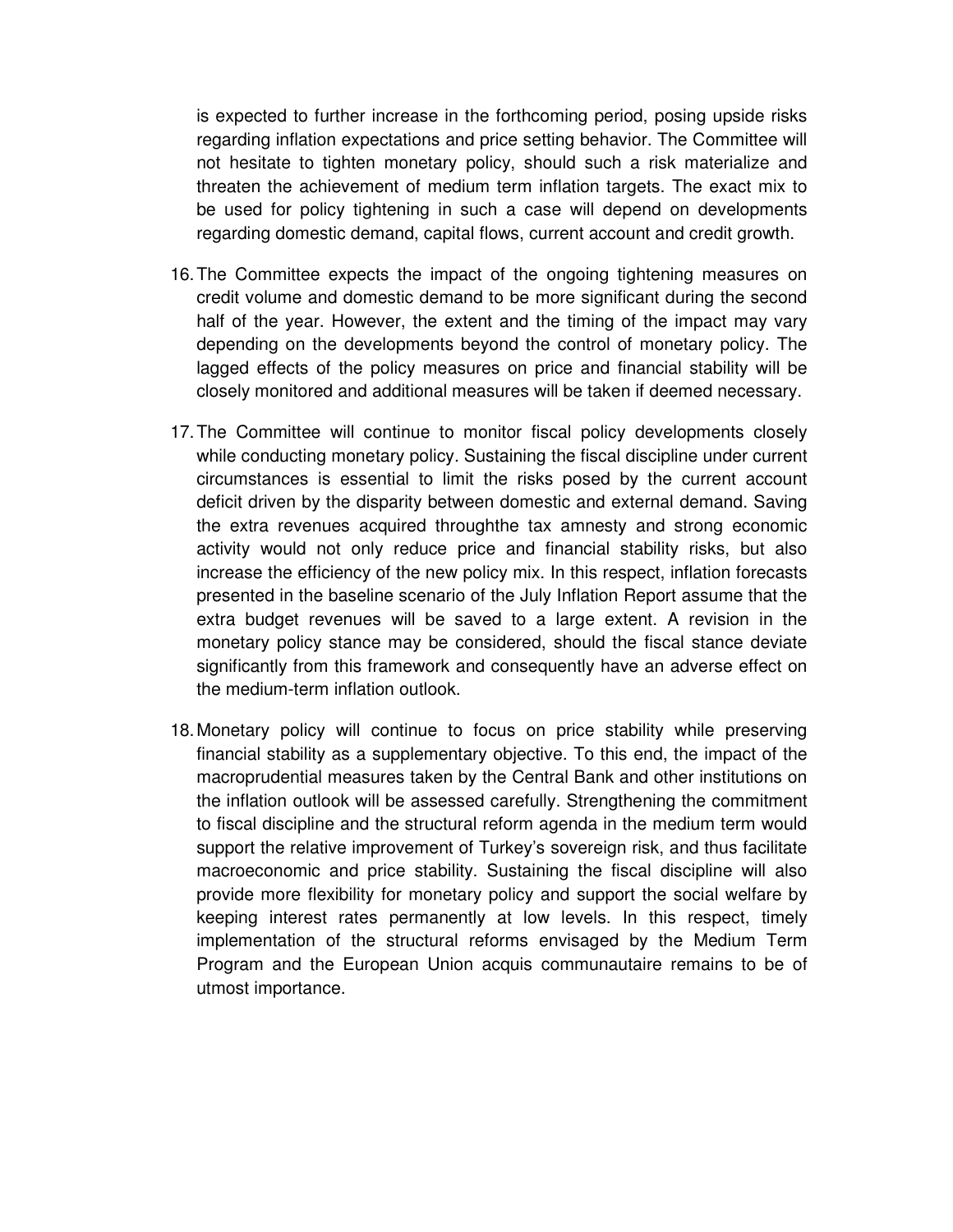is expected to further increase in the forthcoming period, posing upside risks regarding inflation expectations and price setting behavior. The Committee will not hesitate to tighten monetary policy, should such a risk materialize and threaten the achievement of medium term inflation targets. The exact mix to be used for policy tightening in such a case will depend on developments regarding domestic demand, capital flows, current account and credit growth.

16. The Committee expects the impact of the ongoing tightening measures on credit volume and domestic demand to be more significant during the second half of the year. However, the extent and the timing of the impact may vary depending on the developments beyond the control of monetary policy. The lagged effects of the policy measures on price and financial stability will be closely monitored and additional measures will be taken if deemed necessary.

17. The Committee will continue to monitor fiscal policy developments closely while conducting monetary policy. Sustaining the fiscal discipline under current circumstances is essential to limit the risks posed by the current account deficit driven by the disparity between domestic and external demand. Saving the extra revenues acquired throughthe tax amnesty and strong economic activity would not only reduce price and financial stability risks, but also increase the efficiency of the new policy mix. In this respect, inflation forecasts presented in the baseline scenario of the July Inflation Report assume that the extra budget revenues will be saved to a large extent. A revision in the monetary policy stance may be considered, should the fiscal stance deviate significantly from this framework and consequently have an adverse effect on the medium-term inflation outlook.

18. Monetary policy will continue to focus on price stability while preserving financial stability as a supplementary objective. To this end, the impact of the macroprudential measures taken by the Central Bank and other institutions on the inflation outlook will be assessed carefully. Strengthening the commitment to fiscal discipline and the structural reform agenda in the medium term would support the relative improvement of Turkey's sovereign risk, and thus facilitate macroeconomic and price stability. Sustaining the fiscal discipline will also provide more flexibility for monetary policy and support the social welfare by keeping interest rates permanently at low levels. In this respect, timely implementation of the structural reforms envisaged by the Medium Term Program and the European Union acquis communautaire remains to be of utmost importance.